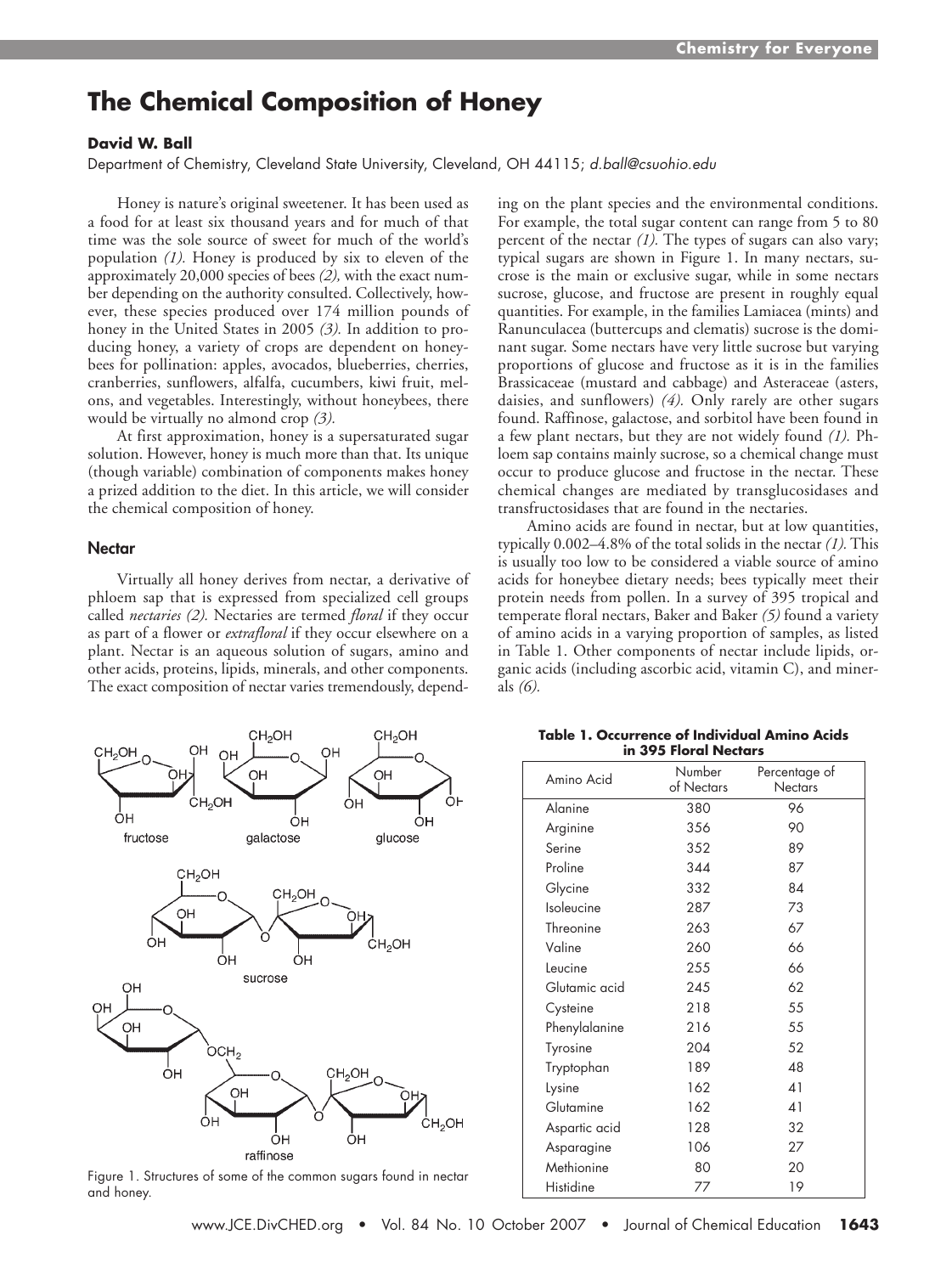# The Chemical Composition of Honey

**David W. Ball**

Department of Chemistry, Cleveland State University, Cleveland, OH 44115; *d.ball@csuohio.edu*

Honey is nature's original sweetener. It has been used as a food for at least six thousand years and for much of that time was the sole source of sweet for much of the world's population *(1).* Honey is produced by six to eleven of the approximately 20,000 species of bees *(2),* with the exact number depending on the authority consulted. Collectively, however, these species produced over 174 million pounds of honey in the United States in 2005 *(3).* In addition to producing honey, a variety of crops are dependent on honeybees for pollination: apples, avocados, blueberries, cherries, cranberries, sunflowers, alfalfa, cucumbers, kiwi fruit, melons, and vegetables. Interestingly, without honeybees, there would be virtually no almond crop *(3).*

At first approximation, honey is a supersaturated sugar solution. However, honey is much more than that. Its unique (though variable) combination of components makes honey a prized addition to the diet. In this article, we will consider the chemical composition of honey.

## Nectar

Virtually all honey derives from nectar, a derivative of phloem sap that is expressed from specialized cell groups called *nectaries (2).* Nectaries are termed *floral* if they occur as part of a flower or *extrafloral* if they occur elsewhere on a plant. Nectar is an aqueous solution of sugars, amino and other acids, proteins, lipids, minerals, and other components. The exact composition of nectar varies tremendously, depending on the plant species and the environmental conditions. For example, the total sugar content can range from 5 to 80 percent of the nectar *(1).* The types of sugars can also vary; typical sugars are shown in Figure 1. In many nectars, sucrose is the main or exclusive sugar, while in some nectars sucrose, glucose, and fructose are present in roughly equal quantities. For example, in the families Lamiacea (mints) and Ranunculacea (buttercups and clematis) sucrose is the dominant sugar. Some nectars have very little sucrose but varying proportions of glucose and fructose as it is in the families Brassicaceae (mustard and cabbage) and Asteraceae (asters, daisies, and sunflowers) *(4).* Only rarely are other sugars found. Raffinose, galactose, and sorbitol have been found in a few plant nectars, but they are not widely found *(1).* Phloem sap contains mainly sucrose, so a chemical change must occur to produce glucose and fructose in the nectar. These chemical changes are mediated by transglucosidases and transfructosidases that are found in the nectaries.

Amino acids are found in nectar, but at low quantities, typically 0.002–4.8% of the total solids in the nectar *(1).* This is usually too low to be considered a viable source of amino acids for honeybee dietary needs; bees typically meet their protein needs from pollen. In a survey of 395 tropical and temperate floral nectars, Baker and Baker *(5)* found a variety of amino acids in a varying proportion of samples, as listed in Table 1. Other components of nectar include lipids, organic acids (including ascorbic acid, vitamin C), and minerals *(6).*

Figure 1. Structures of some of the common sugars found in nectar and honey.

**Table 1. Occurrence of Individual Amino Acids in 395 Floral Nectars**

| Amino Acid | Number of Nectars | Percentage of Nectars |
|---|---|---|
| Alanine | 380 | 96 |
| Arginine | 356 | 90 |
| Serine | 352 | 89 |
| Proline | 344 | 87 |
| Glycine | 332 | 84 |
| Isoleucine | 287 | 73 |
| Threonine | 263 | 67 |
| Valine | 260 | 66 |
| Leucine | 255 | 66 |
| Glutamic acid | 245 | 62 |
| Cysteine | 218 | 55 |
| Phenylalanine | 216 | 55 |
| Tyrosine | 204 | 52 |
| Tryptophan | 189 | 48 |
| Lysine | 162 | 41 |
| Glutamine | 162 | 41 |
| Aspartic acid | 128 | 32 |
| Asparagine | 106 | 27 |
| Methionine | 80 | 20 |
| Histidine | 77 | 19 |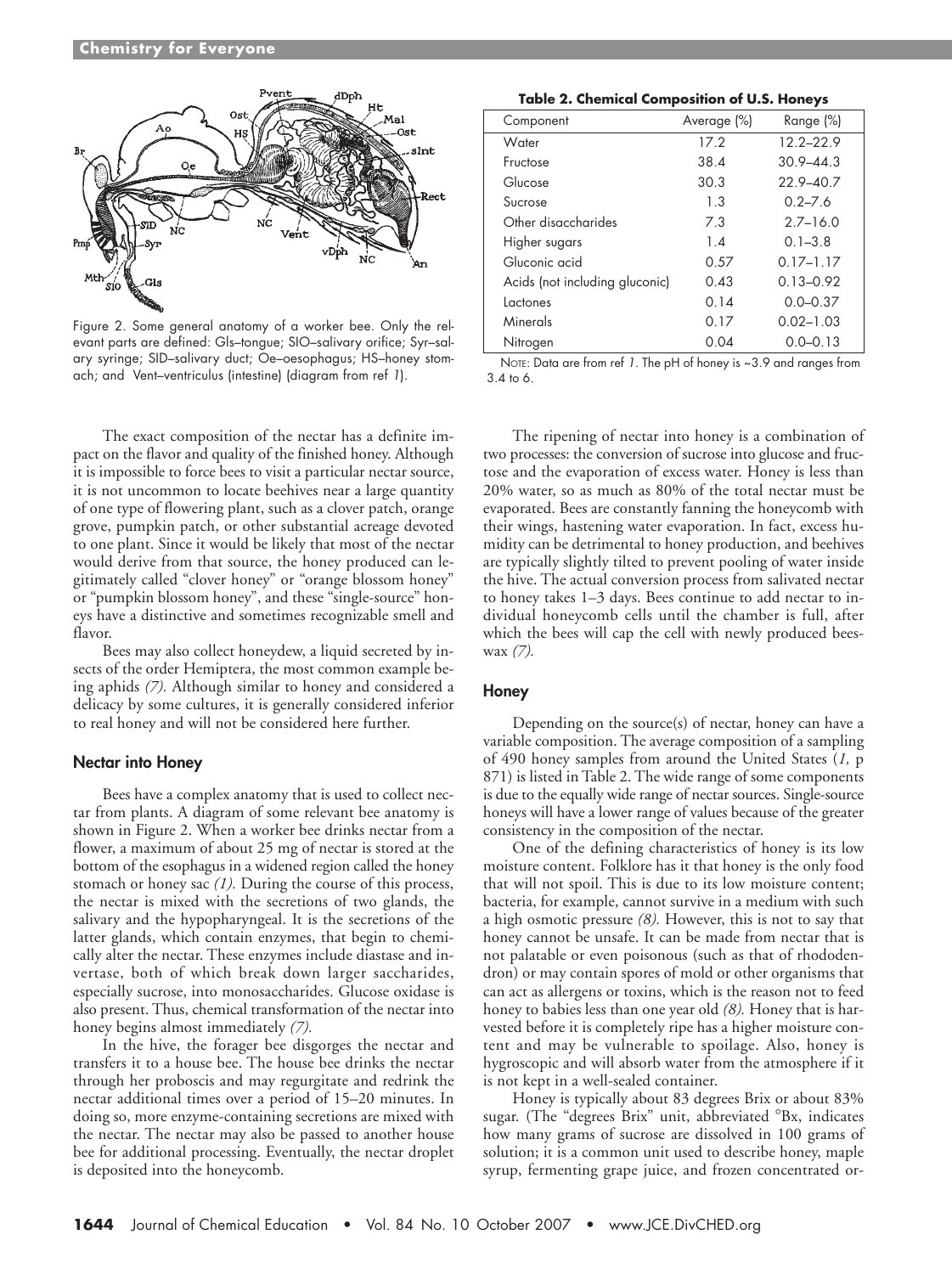Figure 2. Some general anatomy of a worker bee. Only the relevant parts are defined: Gls–tongue; SIO–salivary orifice; Syr–salary syringe; SlD–salivary duct; Oe–oesophagus; HS–honey stomach; and Vent–ventriculus (intestine) (diagram from ref *1*).

The exact composition of the nectar has a definite impact on the flavor and quality of the finished honey. Although it is impossible to force bees to visit a particular nectar source, it is not uncommon to locate beehives near a large quantity of one type of flowering plant, such as a clover patch, orange grove, pumpkin patch, or other substantial acreage devoted to one plant. Since it would be likely that most of the nectar would derive from that source, the honey produced can legitimately called "clover honey" or "orange blossom honey" or "pumpkin blossom honey", and these "single-source" honeys have a distinctive and sometimes recognizable smell and flavor.

Bees may also collect honeydew, a liquid secreted by insects of the order Hemiptera, the most common example being aphids *(7)*. Although similar to honey and considered a delicacy by some cultures, it is generally considered inferior to real honey and will not be considered here further.

## Nectar into Honey

Bees have a complex anatomy that is used to collect nectar from plants. A diagram of some relevant bee anatomy is shown in Figure 2. When a worker bee drinks nectar from a flower, a maximum of about 25 mg of nectar is stored at the bottom of the esophagus in a widened region called the honey stomach or honey sac *(1)*. During the course of this process, the nectar is mixed with the secretions of two glands, the salivary and the hypopharyngeal. It is the secretions of the latter glands, which contain enzymes, that begin to chemically alter the nectar. These enzymes include diastase and invertase, both of which break down larger saccharides, especially sucrose, into monosaccharides. Glucose oxidase is also present. Thus, chemical transformation of the nectar into honey begins almost immediately *(7)*.

In the hive, the forager bee disgorges the nectar and transfers it to a house bee. The house bee drinks the nectar through her proboscis and may regurgitate and redrink the nectar additional times over a period of 15–20 minutes. In doing so, more enzyme-containing secretions are mixed with the nectar. The nectar may also be passed to another house bee for additional processing. Eventually, the nectar droplet is deposited into the honeycomb.

**Table 2. Chemical Composition of U.S. Honeys**

| Component | Average (%) | Range (%) |
|---|---|---|
| Water | 17.2 | 12.2–22.9 |
| Fructose | 38.4 | 30.9–44.3 |
| Glucose | 30.3 | 22.9–40.7 |
| Sucrose | 1.3 | 0.2–7.6 |
| Other disaccharides | 7.3 | 2.7–16.0 |
| Higher sugars | 1.4 | 0.1–3.8 |
| Gluconic acid | 0.57 | 0.17–1.17 |
| Acids (not including gluconic) | 0.43 | 0.13–0.92 |
| Lactones | 0.14 | 0.0–0.37 |
| Minerals | 0.17 | 0.02–1.03 |
| Nitrogen | 0.04 | 0.0–0.13 |

NOTE: Data are from ref *1*. The pH of honey is ~3.9 and ranges from 3.4 to 6.

The ripening of nectar into honey is a combination of two processes: the conversion of sucrose into glucose and fructose and the evaporation of excess water. Honey is less than 20% water, so as much as 80% of the total nectar must be evaporated. Bees are constantly fanning the honeycomb with their wings, hastening water evaporation. In fact, excess humidity can be detrimental to honey production, and beehives are typically slightly tilted to prevent pooling of water inside the hive. The actual conversion process from salivated nectar to honey takes 1–3 days. Bees continue to add nectar to individual honeycomb cells until the chamber is full, after which the bees will cap the cell with newly produced beeswax *(7)*.

## Honey

Depending on the source(s) of nectar, honey can have a variable composition. The average composition of a sampling of 490 honey samples from around the United States (*1,* p 871) is listed in Table 2. The wide range of some components is due to the equally wide range of nectar sources. Single-source honeys will have a lower range of values because of the greater consistency in the composition of the nectar.

One of the defining characteristics of honey is its low moisture content. Folklore has it that honey is the only food that will not spoil. This is due to its low moisture content; bacteria, for example, cannot survive in a medium with such a high osmotic pressure *(8)*. However, this is not to say that honey cannot be unsafe. It can be made from nectar that is not palatable or even poisonous (such as that of rhododendron) or may contain spores of mold or other organisms that can act as allergens or toxins, which is the reason not to feed honey to babies less than one year old *(8)*. Honey that is harvested before it is completely ripe has a higher moisture content and may be vulnerable to spoilage. Also, honey is hygroscopic and will absorb water from the atmosphere if it is not kept in a well-sealed container.

Honey is typically about 83 degrees Brix or about 83% sugar. (The "degrees Brix" unit, abbreviated °Bx, indicates how many grams of sucrose are dissolved in 100 grams of solution; it is a common unit used to describe honey, maple syrup, fermenting grape juice, and frozen concentrated or-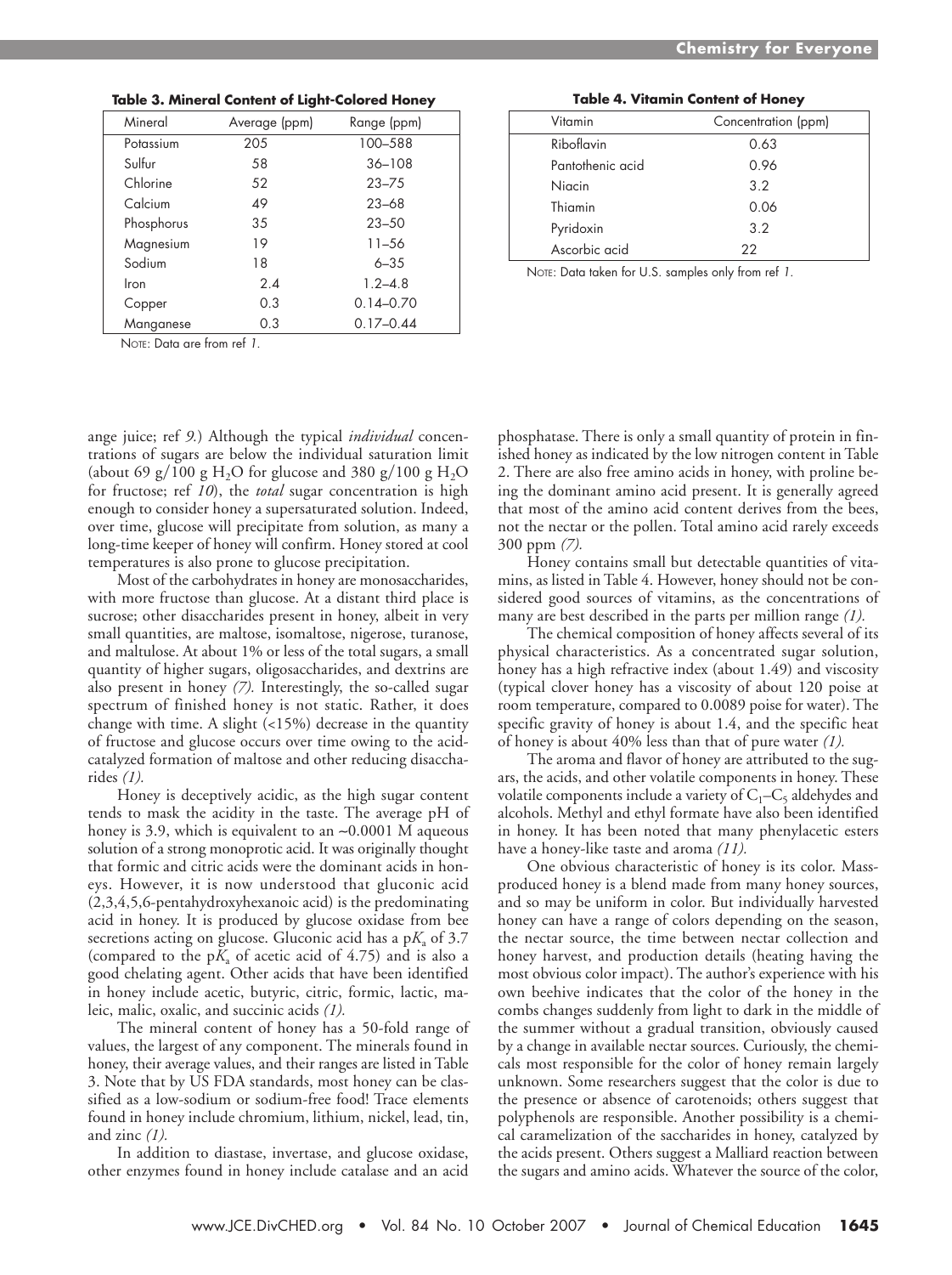**Table 3. Mineral Content of Light-Colored Honey**

| Mineral | Average (ppm) | Range (ppm) |
|---|---|---|
| Potassium | 205 | 100–588 |
| Sulfur | 58 | 36–108 |
| Chlorine | 52 | 23–75 |
| Calcium | 49 | 23–68 |
| Phosphorus | 35 | 23–50 |
| Magnesium | 19 | 11–56 |
| Sodium | 18 | 6–35 |
| Iron | 2.4 | 1.2–4.8 |
| Copper | 0.3 | 0.14–0.70 |
| Manganese | 0.3 | 0.17–0.44 |

NOTE: Data are from ref *1.*

**Table 4. Vitamin Content of Honey**

| Vitamin | Concentration (ppm) |
|---|---|
| Riboflavin | 0.63 |
| Pantothenic acid | 0.96 |
| Niacin | 3.2 |
| Thiamin | 0.06 |
| Pyridoxin | 3.2 |
| Ascorbic acid | 22 |

NOTE: Data taken for U.S. samples only from ref *1.*

ange juice; ref *9.*) Although the typical *individual* concentrations of sugars are below the individual saturation limit (about 69 g/100 g $H_2O$ for glucose and 380 g/100 g $H_2O$ for fructose; ref *10*), the *total* sugar concentration is high enough to consider honey a supersaturated solution. Indeed, over time, glucose will precipitate from solution, as many a long-time keeper of honey will confirm. Honey stored at cool temperatures is also prone to glucose precipitation.

Most of the carbohydrates in honey are monosaccharides, with more fructose than glucose. At a distant third place is sucrose; other disaccharides present in honey, albeit in very small quantities, are maltose, isomaltose, nigerose, turanose, and maltulose. At about 1% or less of the total sugars, a small quantity of higher sugars, oligosaccharides, and dextrins are also present in honey *(7).* Interestingly, the so-called sugar spectrum of finished honey is not static. Rather, it does change with time. A slight (<15%) decrease in the quantity of fructose and glucose occurs over time owing to the acid-catalyzed formation of maltose and other reducing disaccharides *(1).*

Honey is deceptively acidic, as the high sugar content tends to mask the acidity in the taste. The average pH of honey is 3.9, which is equivalent to an ~0.0001 M aqueous solution of a strong monoprotic acid. It was originally thought that formic and citric acids were the dominant acids in honeys. However, it is now understood that gluconic acid (2,3,4,5,6-pentahydroxyhexanoic acid) is the predominating acid in honey. It is produced by glucose oxidase from bee secretions acting on glucose. Gluconic acid has a p$K_a$ of 3.7 (compared to the p$K_a$ of acetic acid of 4.75) and is also a good chelating agent. Other acids that have been identified in honey include acetic, butyric, citric, formic, lactic, maleic, malic, oxalic, and succinic acids *(1).*

The mineral content of honey has a 50-fold range of values, the largest of any component. The minerals found in honey, their average values, and their ranges are listed in Table 3. Note that by US FDA standards, most honey can be classified as a low-sodium or sodium-free food! Trace elements found in honey include chromium, lithium, nickel, lead, tin, and zinc *(1).*

In addition to diastase, invertase, and glucose oxidase, other enzymes found in honey include catalase and an acid phosphatase. There is only a small quantity of protein in finished honey as indicated by the low nitrogen content in Table 2. There are also free amino acids in honey, with proline being the dominant amino acid present. It is generally agreed that most of the amino acid content derives from the bees, not the nectar or the pollen. Total amino acid rarely exceeds 300 ppm *(7).*

Honey contains small but detectable quantities of vitamins, as listed in Table 4. However, honey should not be considered good sources of vitamins, as the concentrations of many are best described in the parts per million range *(1).*

The chemical composition of honey affects several of its physical characteristics. As a concentrated sugar solution, honey has a high refractive index (about 1.49) and viscosity (typical clover honey has a viscosity of about 120 poise at room temperature, compared to 0.0089 poise for water). The specific gravity of honey is about 1.4, and the specific heat of honey is about 40% less than that of pure water *(1).*

The aroma and flavor of honey are attributed to the sugars, the acids, and other volatile components in honey. These volatile components include a variety of $C_1$–$C_5$ aldehydes and alcohols. Methyl and ethyl formate have also been identified in honey. It has been noted that many phenylacetic esters have a honey-like taste and aroma *(11).*

One obvious characteristic of honey is its color. Mass-produced honey is a blend made from many honey sources, and so may be uniform in color. But individually harvested honey can have a range of colors depending on the season, the nectar source, the time between nectar collection and honey harvest, and production details (heating having the most obvious color impact). The author's experience with his own beehive indicates that the color of the honey in the combs changes suddenly from light to dark in the middle of the summer without a gradual transition, obviously caused by a change in available nectar sources. Curiously, the chemicals most responsible for the color of honey remain largely unknown. Some researchers suggest that the color is due to the presence or absence of carotenoids; others suggest that polyphenols are responsible. Another possibility is a chemical caramelization of the saccharides in honey, catalyzed by the acids present. Others suggest a Malliard reaction between the sugars and amino acids. Whatever the source of the color,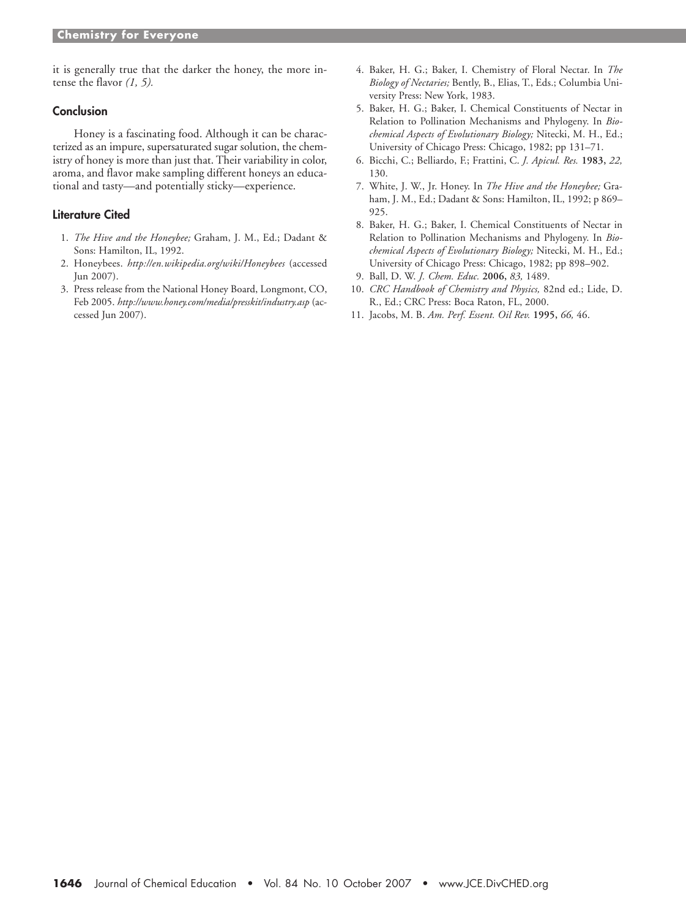it is generally true that the darker the honey, the more intense the flavor *(1, 5).*

## Conclusion

Honey is a fascinating food. Although it can be characterized as an impure, supersaturated sugar solution, the chemistry of honey is more than just that. Their variability in color, aroma, and flavor make sampling different honeys an educational and tasty—and potentially sticky—experience.

## Literature Cited

1. *The Hive and the Honeybee;* Graham, J. M., Ed.; Dadant & Sons: Hamilton, IL, 1992.
2. Honeybees. *http://en.wikipedia.org/wiki/Honeybees* (accessed Jun 2007).
3. Press release from the National Honey Board, Longmont, CO, Feb 2005. *http://www.honey.com/media/presskit/industry.asp* (accessed Jun 2007).
4. Baker, H. G.; Baker, I. Chemistry of Floral Nectar. In *The Biology of Nectaries;* Bently, B., Elias, T., Eds.; Columbia University Press: New York, 1983.
5. Baker, H. G.; Baker, I. Chemical Constituents of Nectar in Relation to Pollination Mechanisms and Phylogeny. In *Biochemical Aspects of Evolutionary Biology;* Nitecki, M. H., Ed.; University of Chicago Press: Chicago, 1982; pp 131–71.
6. Bicchi, C.; Belliardo, F.; Frattini, C. *J. Apicul. Res.* **1983,** *22,* 130.
7. White, J. W., Jr. Honey. In *The Hive and the Honeybee;* Graham, J. M., Ed.; Dadant & Sons: Hamilton, IL, 1992; p 869–925.
8. Baker, H. G.; Baker, I. Chemical Constituents of Nectar in Relation to Pollination Mechanisms and Phylogeny. In *Biochemical Aspects of Evolutionary Biology;* Nitecki, M. H., Ed.; University of Chicago Press: Chicago, 1982; pp 898–902.
9. Ball, D. W. *J. Chem. Educ.* **2006,** *83,* 1489.
10. *CRC Handbook of Chemistry and Physics,* 82nd ed.; Lide, D. R., Ed.; CRC Press: Boca Raton, FL, 2000.
11. Jacobs, M. B. *Am. Perf. Essent. Oil Rev.* **1995,** *66,* 46.